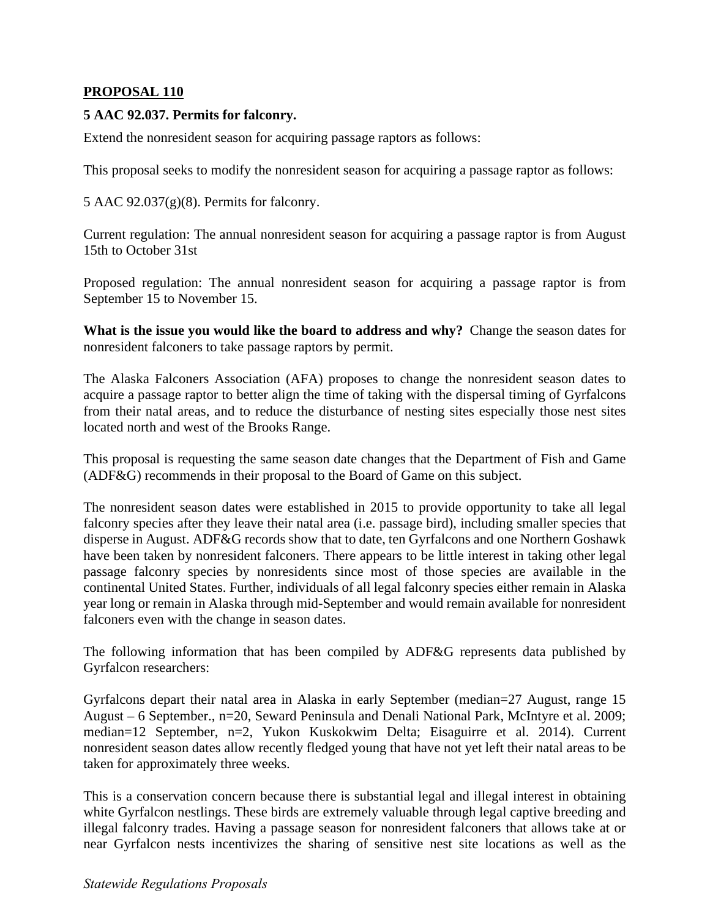**PROPOSAL 110**

**5 AAC 92.037. Permits for falconry.**

Extend the nonresident season for acquiring passage raptors as follows:

This proposal seeks to modify the nonresident season for acquiring a passage raptor as follows:

5 AAC 92.037(g)(8). Permits for falconry.

Current regulation: The annual nonresident season for acquiring a passage raptor is from August 15th to October 31st

Proposed regulation: The annual nonresident season for acquiring a passage raptor is from September 15 to November 15.

**What is the issue you would like the board to address and why?** Change the season dates for nonresident falconers to take passage raptors by permit.

The Alaska Falconers Association (AFA) proposes to change the nonresident season dates to acquire a passage raptor to better align the time of taking with the dispersal timing of Gyrfalcons from their natal areas, and to reduce the disturbance of nesting sites especially those nest sites located north and west of the Brooks Range.

This proposal is requesting the same season date changes that the Department of Fish and Game (ADF&G) recommends in their proposal to the Board of Game on this subject.

The nonresident season dates were established in 2015 to provide opportunity to take all legal falconry species after they leave their natal area (i.e. passage bird), including smaller species that disperse in August. ADF&G records show that to date, ten Gyrfalcons and one Northern Goshawk have been taken by nonresident falconers. There appears to be little interest in taking other legal passage falconry species by nonresidents since most of those species are available in the continental United States. Further, individuals of all legal falconry species either remain in Alaska year long or remain in Alaska through mid-September and would remain available for nonresident falconers even with the change in season dates.

The following information that has been compiled by ADF&G represents data published by Gyrfalcon researchers:

Gyrfalcons depart their natal area in Alaska in early September (median=27 August, range 15 August – 6 September., n=20, Seward Peninsula and Denali National Park, McIntyre et al. 2009; median=12 September, n=2, Yukon Kuskokwim Delta; Eisaguirre et al. 2014). Current nonresident season dates allow recently fledged young that have not yet left their natal areas to be taken for approximately three weeks.

This is a conservation concern because there is substantial legal and illegal interest in obtaining white Gyrfalcon nestlings. These birds are extremely valuable through legal captive breeding and illegal falconry trades. Having a passage season for nonresident falconers that allows take at or near Gyrfalcon nests incentivizes the sharing of sensitive nest site locations as well as the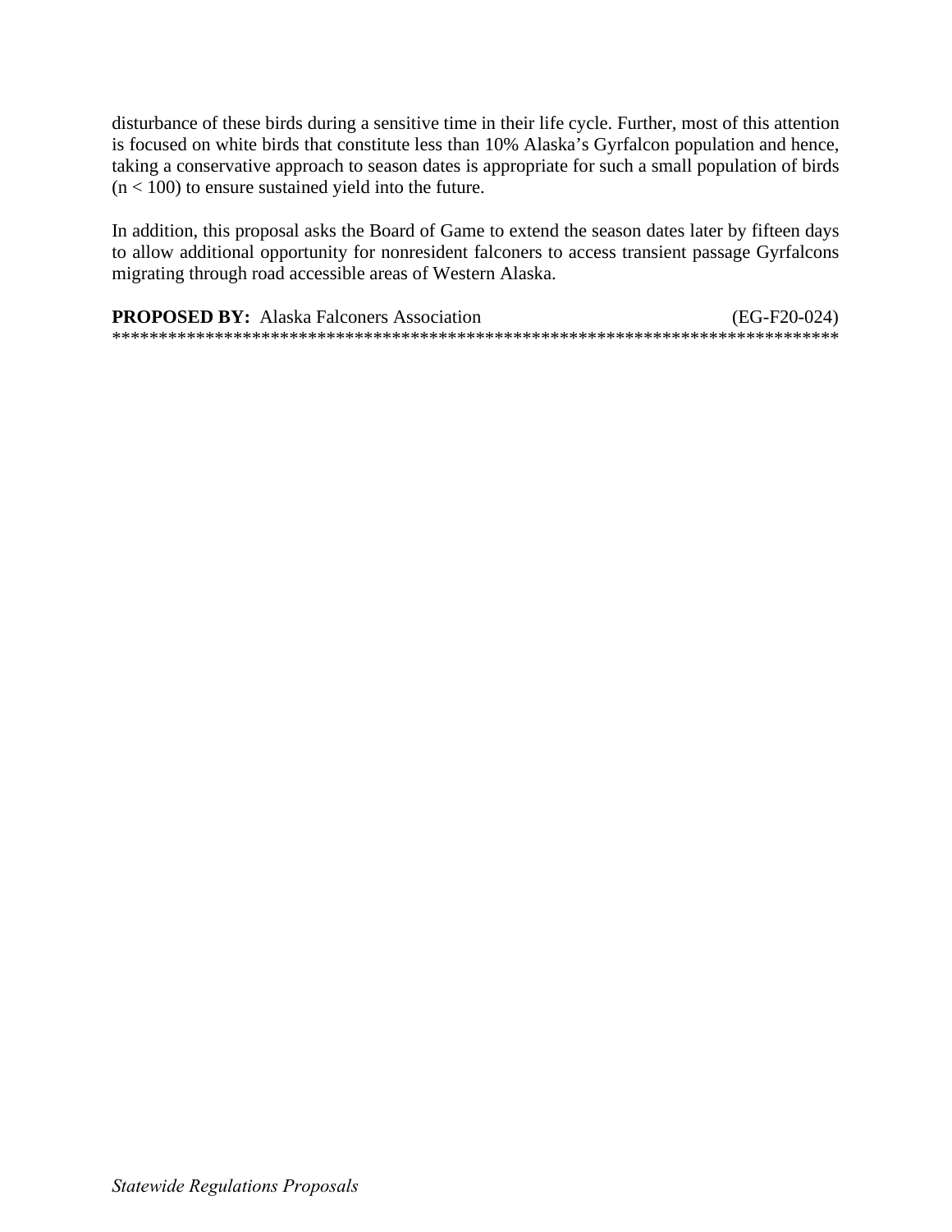disturbance of these birds during a sensitive time in their life cycle. Further, most of this attention is focused on white birds that constitute less than 10% Alaska's Gyrfalcon population and hence, taking a conservative approach to season dates is appropriate for such a small population of birds ($n < 100$) to ensure sustained yield into the future.

In addition, this proposal asks the Board of Game to extend the season dates later by fifteen days to allow additional opportunity for nonresident falconers to access transient passage Gyrfalcons migrating through road accessible areas of Western Alaska.

**PROPOSED BY:** Alaska Falconers Association (EG-F20-024)

******************************************************************************